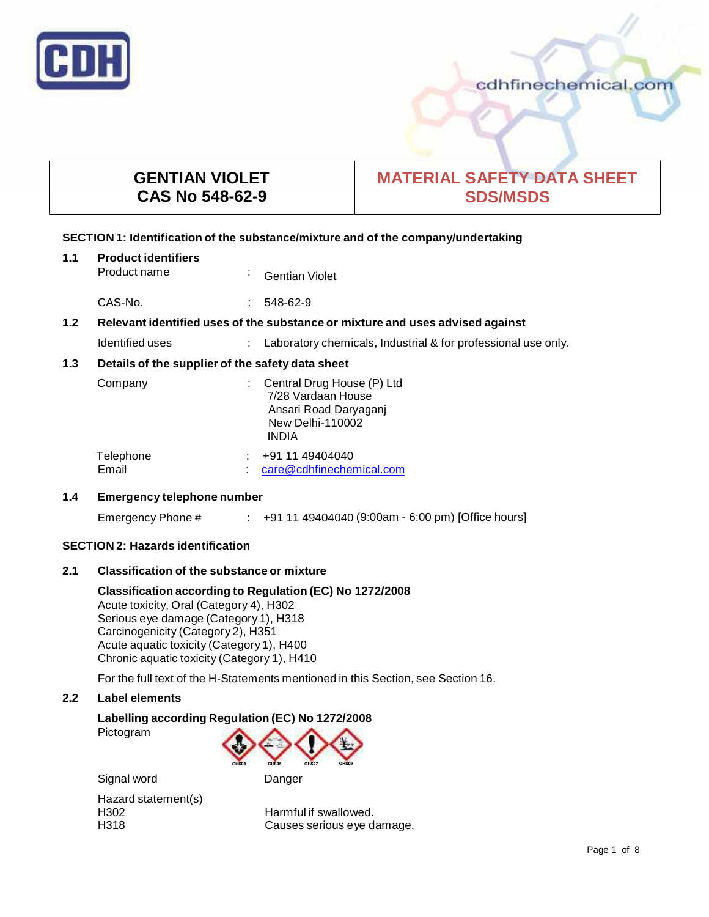# GENTIAN VIOLET
## CAS No 548-62-9

## MATERIAL SAFETY DATA SHEET SDS/MSDS

### SECTION 1: Identification of the substance/mixture and of the company/undertaking

**1.1 Product identifiers**

| | | |
|---|---|---|
| Product name | : | Gentian Violet |
| CAS-No. | : | 548-62-9 |

**1.2 Relevant identified uses of the substance or mixture and uses advised against**

| | | |
|---|---|---|
| Identified uses | : | Laboratory chemicals, Industrial & for professional use only. |

**1.3 Details of the supplier of the safety data sheet**

| | | |
|---|---|---|
| Company | : | Central Drug House (P) Ltd<br>7/28 Vardaan House<br>Ansari Road Daryaganj<br>New Delhi-110002<br>INDIA |
| Telephone | : | +91 11 49404040 |
| Email | : | care@cdhfinechemical.com |

**1.4 Emergency telephone number**

| | | |
|---|---|---|
| Emergency Phone # | : | +91 11 49404040 (9:00am - 6:00 pm) [Office hours] |

### SECTION 2: Hazards identification

**2.1 Classification of the substance or mixture**

**Classification according to Regulation (EC) No 1272/2008**

Acute toxicity, Oral (Category 4), H302
Serious eye damage (Category 1), H318
Carcinogenicity (Category 2), H351
Acute aquatic toxicity (Category 1), H400
Chronic aquatic toxicity (Category 1), H410

For the full text of the H-Statements mentioned in this Section, see Section 16.

**2.2 Label elements**

**Labelling according Regulation (EC) No 1272/2008**

Pictogram: GHS08, GHS05, GHS07, GHS09

| | |
|---|---|
| Signal word | Danger |

Hazard statement(s)

| | |
|---|---|
| H302 | Harmful if swallowed. |
| H318 | Causes serious eye damage. |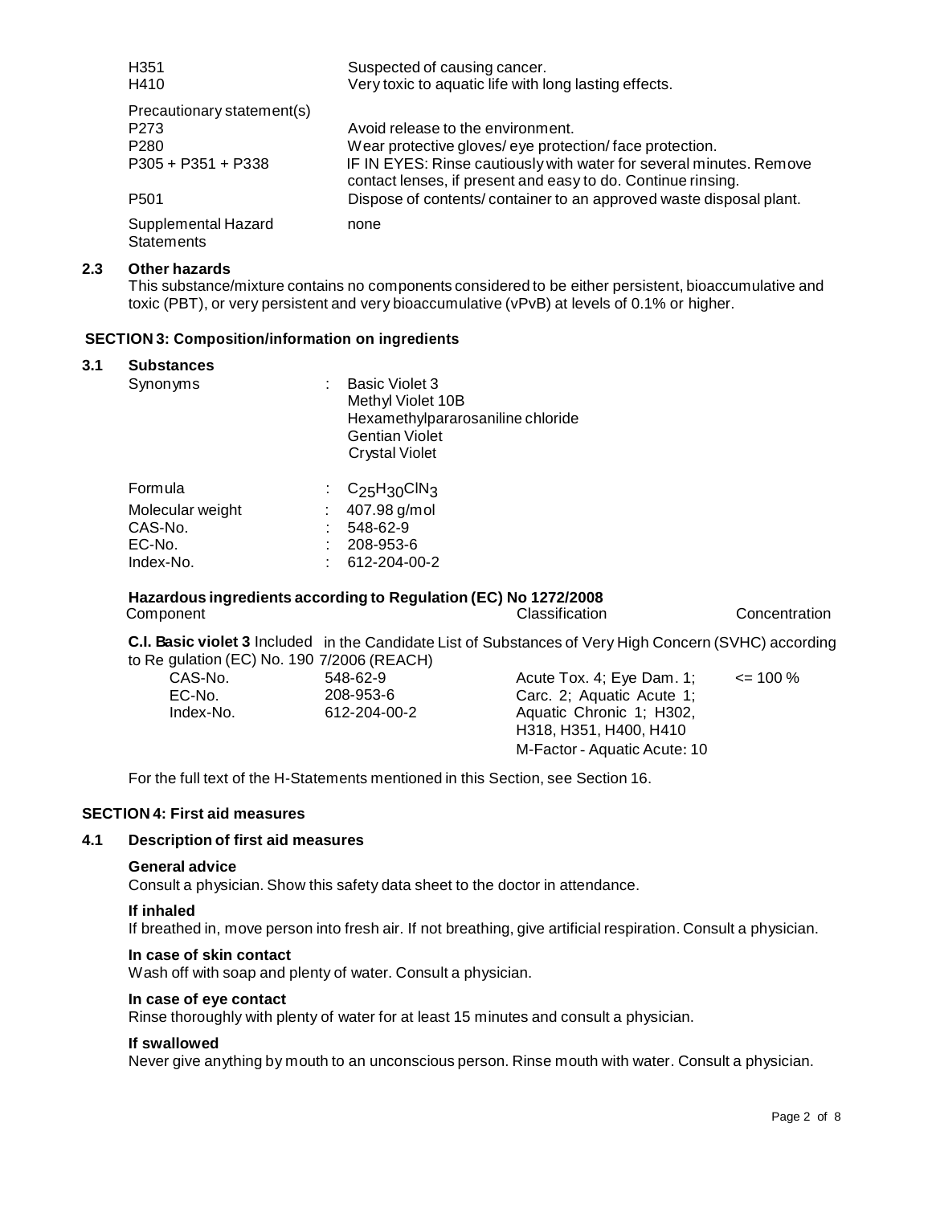| | |
|---|---|
| H351 | Suspected of causing cancer. |
| H410 | Very toxic to aquatic life with long lasting effects. |
| Precautionary statement(s) | |
| P273 | Avoid release to the environment. |
| P280 | Wear protective gloves/ eye protection/ face protection. |
| P305 + P351 + P338 | IF IN EYES: Rinse cautiously with water for several minutes. Remove contact lenses, if present and easy to do. Continue rinsing. |
| P501 | Dispose of contents/ container to an approved waste disposal plant. |
| Supplemental Hazard Statements | none |

### 2.3 Other hazards

This substance/mixture contains no components considered to be either persistent, bioaccumulative and toxic (PBT), or very persistent and very bioaccumulative (vPvB) at levels of 0.1% or higher.

## SECTION 3: Composition/information on ingredients

### 3.1 Substances

Synonyms : Basic Violet 3
Methyl Violet 10B
Hexamethylpararosaniline chloride
Gentian Violet
Crystal Violet

| | |
|---|---|
| Formula | : $C_{25}H_{30}ClN_3$ |
| Molecular weight | : 407.98 g/mol |
| CAS-No. | : 548-62-9 |
| EC-No. | : 208-953-6 |
| Index-No. | : 612-204-00-2 |

**Hazardous ingredients according to Regulation (EC) No 1272/2008**

| Component | | Classification | Concentration |
|---|---|---|---|
| **C.I. Basic violet 3** Included in the Candidate List of Substances of Very High Concern (SVHC) according to Regulation (EC) No. 1907/2006 (REACH) | | | |
| CAS-No.<br>EC-No.<br>Index-No. | 548-62-9<br>208-953-6<br>612-204-00-2 | Acute Tox. 4; Eye Dam. 1; Carc. 2; Aquatic Acute 1; Aquatic Chronic 1; H302, H318, H351, H400, H410<br>M-Factor - Aquatic Acute: 10 | <= 100 % |

For the full text of the H-Statements mentioned in this Section, see Section 16.

## SECTION 4: First aid measures

### 4.1 Description of first aid measures

**General advice**

Consult a physician. Show this safety data sheet to the doctor in attendance.

**If inhaled**

If breathed in, move person into fresh air. If not breathing, give artificial respiration. Consult a physician.

**In case of skin contact**

Wash off with soap and plenty of water. Consult a physician.

**In case of eye contact**

Rinse thoroughly with plenty of water for at least 15 minutes and consult a physician.

**If swallowed**

Never give anything by mouth to an unconscious person. Rinse mouth with water. Consult a physician.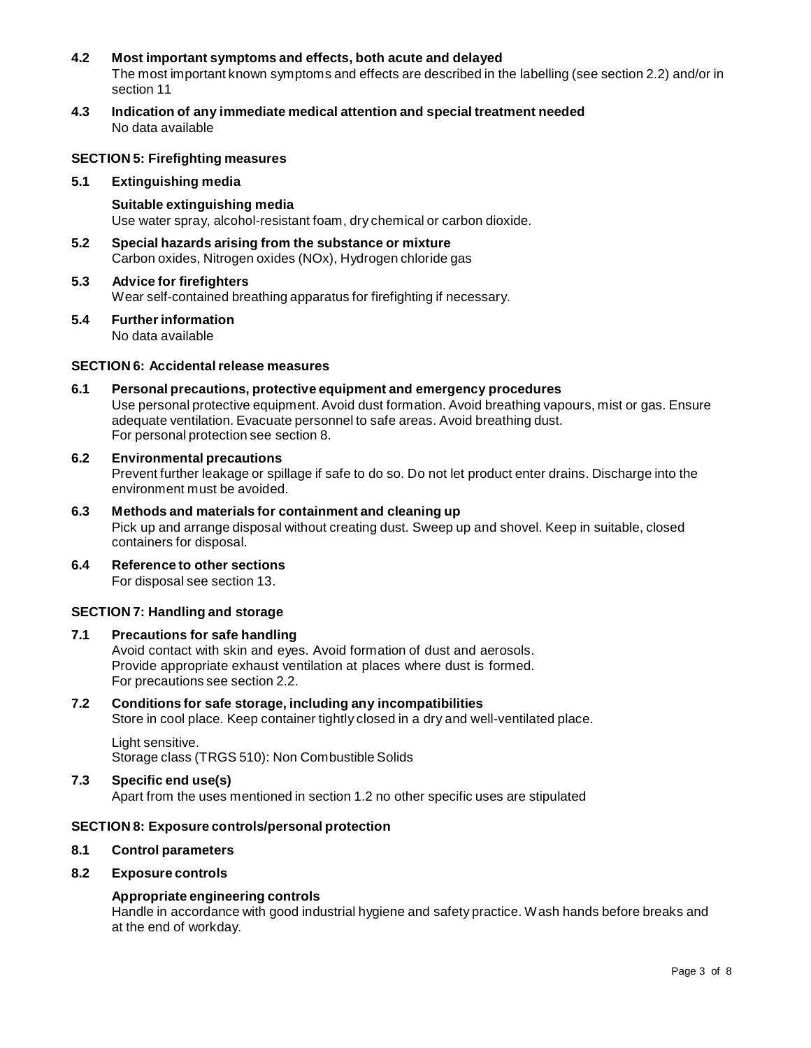### 4.2 Most important symptoms and effects, both acute and delayed

The most important known symptoms and effects are described in the labelling (see section 2.2) and/or in section 11

### 4.3 Indication of any immediate medical attention and special treatment needed

No data available

## SECTION 5: Firefighting measures

### 5.1 Extinguishing media

**Suitable extinguishing media**

Use water spray, alcohol-resistant foam, dry chemical or carbon dioxide.

### 5.2 Special hazards arising from the substance or mixture

Carbon oxides, Nitrogen oxides (NOx), Hydrogen chloride gas

### 5.3 Advice for firefighters

Wear self-contained breathing apparatus for firefighting if necessary.

### 5.4 Further information

No data available

## SECTION 6: Accidental release measures

### 6.1 Personal precautions, protective equipment and emergency procedures

Use personal protective equipment. Avoid dust formation. Avoid breathing vapours, mist or gas. Ensure adequate ventilation. Evacuate personnel to safe areas. Avoid breathing dust.
For personal protection see section 8.

### 6.2 Environmental precautions

Prevent further leakage or spillage if safe to do so. Do not let product enter drains. Discharge into the environment must be avoided.

### 6.3 Methods and materials for containment and cleaning up

Pick up and arrange disposal without creating dust. Sweep up and shovel. Keep in suitable, closed containers for disposal.

### 6.4 Reference to other sections

For disposal see section 13.

## SECTION 7: Handling and storage

### 7.1 Precautions for safe handling

Avoid contact with skin and eyes. Avoid formation of dust and aerosols.
Provide appropriate exhaust ventilation at places where dust is formed.
For precautions see section 2.2.

### 7.2 Conditions for safe storage, including any incompatibilities

Store in cool place. Keep container tightly closed in a dry and well-ventilated place.

Light sensitive.
Storage class (TRGS 510): Non Combustible Solids

### 7.3 Specific end use(s)

Apart from the uses mentioned in section 1.2 no other specific uses are stipulated

## SECTION 8: Exposure controls/personal protection

### 8.1 Control parameters

### 8.2 Exposure controls

**Appropriate engineering controls**

Handle in accordance with good industrial hygiene and safety practice. Wash hands before breaks and at the end of workday.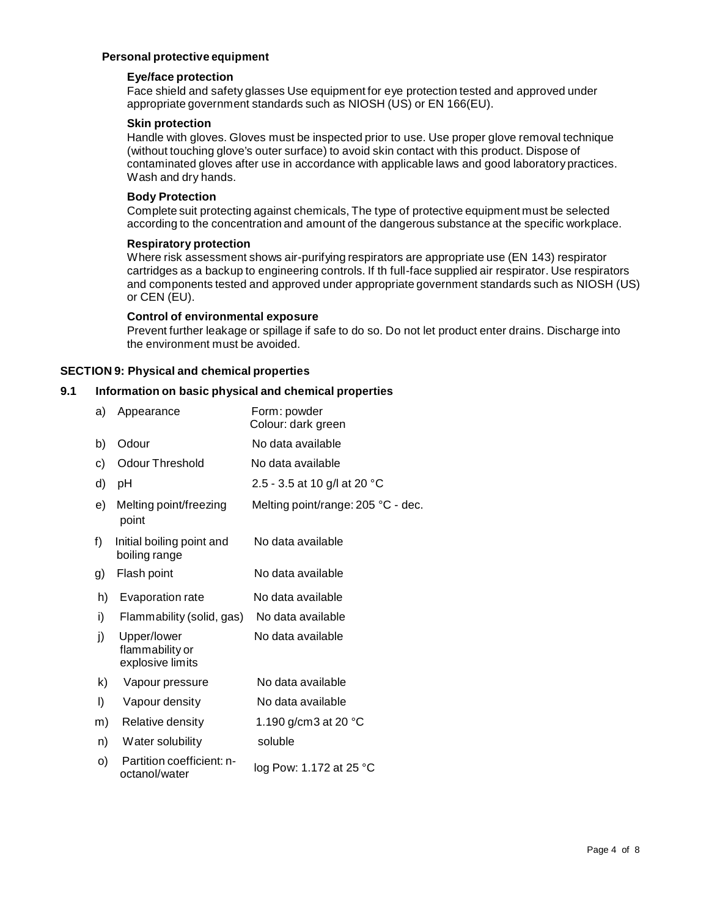### Personal protective equipment

#### Eye/face protection

Face shield and safety glasses Use equipment for eye protection tested and approved under appropriate government standards such as NIOSH (US) or EN 166(EU).

#### Skin protection

Handle with gloves. Gloves must be inspected prior to use. Use proper glove removal technique (without touching glove's outer surface) to avoid skin contact with this product. Dispose of contaminated gloves after use in accordance with applicable laws and good laboratory practices. Wash and dry hands.

#### Body Protection

Complete suit protecting against chemicals, The type of protective equipment must be selected according to the concentration and amount of the dangerous substance at the specific workplace.

#### Respiratory protection

Where risk assessment shows air-purifying respirators are appropriate use (EN 143) respirator cartridges as a backup to engineering controls. If th full-face supplied air respirator. Use respirators and components tested and approved under appropriate government standards such as NIOSH (US) or CEN (EU).

#### Control of environmental exposure

Prevent further leakage or spillage if safe to do so. Do not let product enter drains. Discharge into the environment must be avoided.

## SECTION 9: Physical and chemical properties

### 9.1 Information on basic physical and chemical properties

| | Property | Value |
|---|---|---|
| a) | Appearance | Form: powder<br>Colour: dark green |
| b) | Odour | No data available |
| c) | Odour Threshold | No data available |
| d) | pH | 2.5 - 3.5 at 10 g/l at 20 °C |
| e) | Melting point/freezing point | Melting point/range: 205 °C - dec. |
| f) | Initial boiling point and boiling range | No data available |
| g) | Flash point | No data available |
| h) | Evaporation rate | No data available |
| i) | Flammability (solid, gas) | No data available |
| j) | Upper/lower flammability or explosive limits | No data available |
| k) | Vapour pressure | No data available |
| l) | Vapour density | No data available |
| m) | Relative density | 1.190 g/cm3 at 20 °C |
| n) | Water solubility | soluble |
| o) | Partition coefficient: n-octanol/water | log Pow: 1.172 at 25 °C |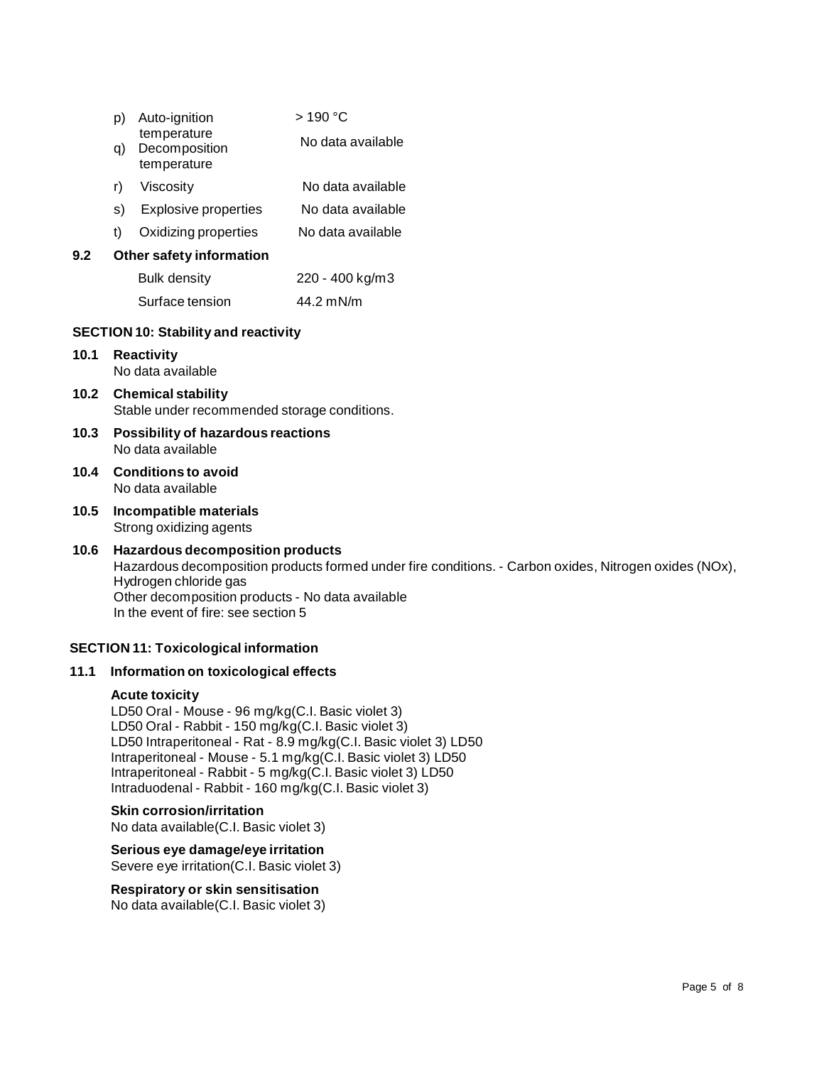| | | |
|---|---|---|
| p) | Auto-ignition temperature | > 190 °C |
| q) | Decomposition temperature | No data available |
| r) | Viscosity | No data available |
| s) | Explosive properties | No data available |
| t) | Oxidizing properties | No data available |

**9.2 Other safety information**

| | |
|---|---|
| Bulk density | 220 - 400 kg/m3 |
| Surface tension | 44.2 mN/m |

## SECTION 10: Stability and reactivity

**10.1 Reactivity**
No data available

**10.2 Chemical stability**
Stable under recommended storage conditions.

**10.3 Possibility of hazardous reactions**
No data available

**10.4 Conditions to avoid**
No data available

**10.5 Incompatible materials**
Strong oxidizing agents

**10.6 Hazardous decomposition products**
Hazardous decomposition products formed under fire conditions. - Carbon oxides, Nitrogen oxides (NOx), Hydrogen chloride gas
Other decomposition products - No data available
In the event of fire: see section 5

## SECTION 11: Toxicological information

**11.1 Information on toxicological effects**

**Acute toxicity**
LD50 Oral - Mouse - 96 mg/kg(C.I. Basic violet 3)
LD50 Oral - Rabbit - 150 mg/kg(C.I. Basic violet 3)
LD50 Intraperitoneal - Rat - 8.9 mg/kg(C.I. Basic violet 3) LD50
Intraperitoneal - Mouse - 5.1 mg/kg(C.I. Basic violet 3) LD50
Intraperitoneal - Rabbit - 5 mg/kg(C.I. Basic violet 3) LD50
Intraduodenal - Rabbit - 160 mg/kg(C.I. Basic violet 3)

**Skin corrosion/irritation**
No data available(C.I. Basic violet 3)

**Serious eye damage/eye irritation**
Severe eye irritation(C.I. Basic violet 3)

**Respiratory or skin sensitisation**
No data available(C.I. Basic violet 3)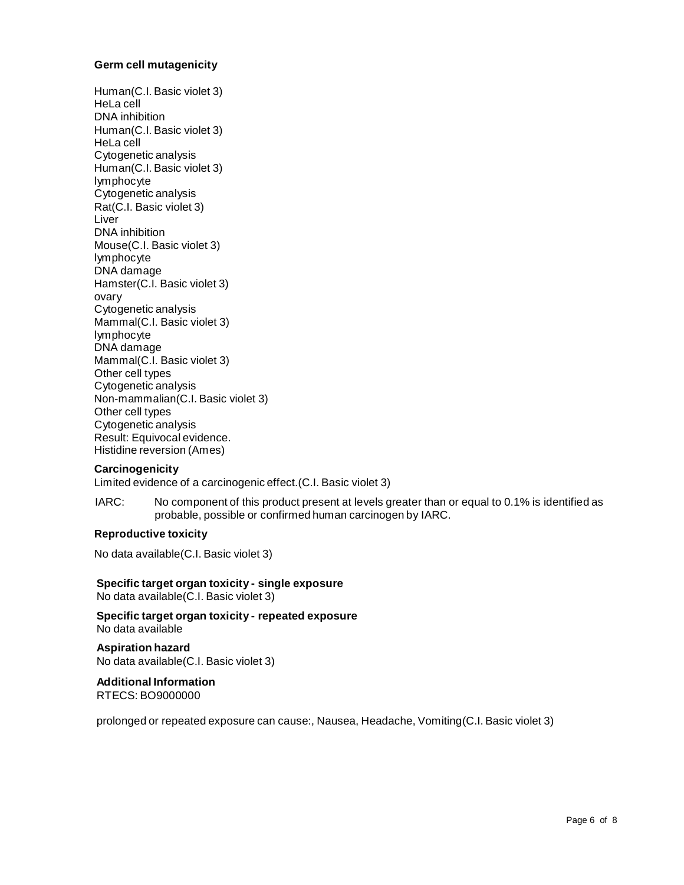**Germ cell mutagenicity**

Human(C.I. Basic violet 3)
HeLa cell
DNA inhibition
Human(C.I. Basic violet 3)
HeLa cell
Cytogenetic analysis
Human(C.I. Basic violet 3)
lymphocyte
Cytogenetic analysis
Rat(C.I. Basic violet 3)
Liver
DNA inhibition
Mouse(C.I. Basic violet 3)
lymphocyte
DNA damage
Hamster(C.I. Basic violet 3)
ovary
Cytogenetic analysis
Mammal(C.I. Basic violet 3)
lymphocyte
DNA damage
Mammal(C.I. Basic violet 3)
Other cell types
Cytogenetic analysis
Non-mammalian(C.I. Basic violet 3)
Other cell types
Cytogenetic analysis
Result: Equivocal evidence.
Histidine reversion (Ames)

**Carcinogenicity**

Limited evidence of a carcinogenic effect.(C.I. Basic violet 3)

IARC: No component of this product present at levels greater than or equal to 0.1% is identified as probable, possible or confirmed human carcinogen by IARC.

**Reproductive toxicity**

No data available(C.I. Basic violet 3)

**Specific target organ toxicity - single exposure**

No data available(C.I. Basic violet 3)

**Specific target organ toxicity - repeated exposure**

No data available

**Aspiration hazard**

No data available(C.I. Basic violet 3)

**Additional Information**

RTECS: BO9000000

prolonged or repeated exposure can cause:, Nausea, Headache, Vomiting(C.I. Basic violet 3)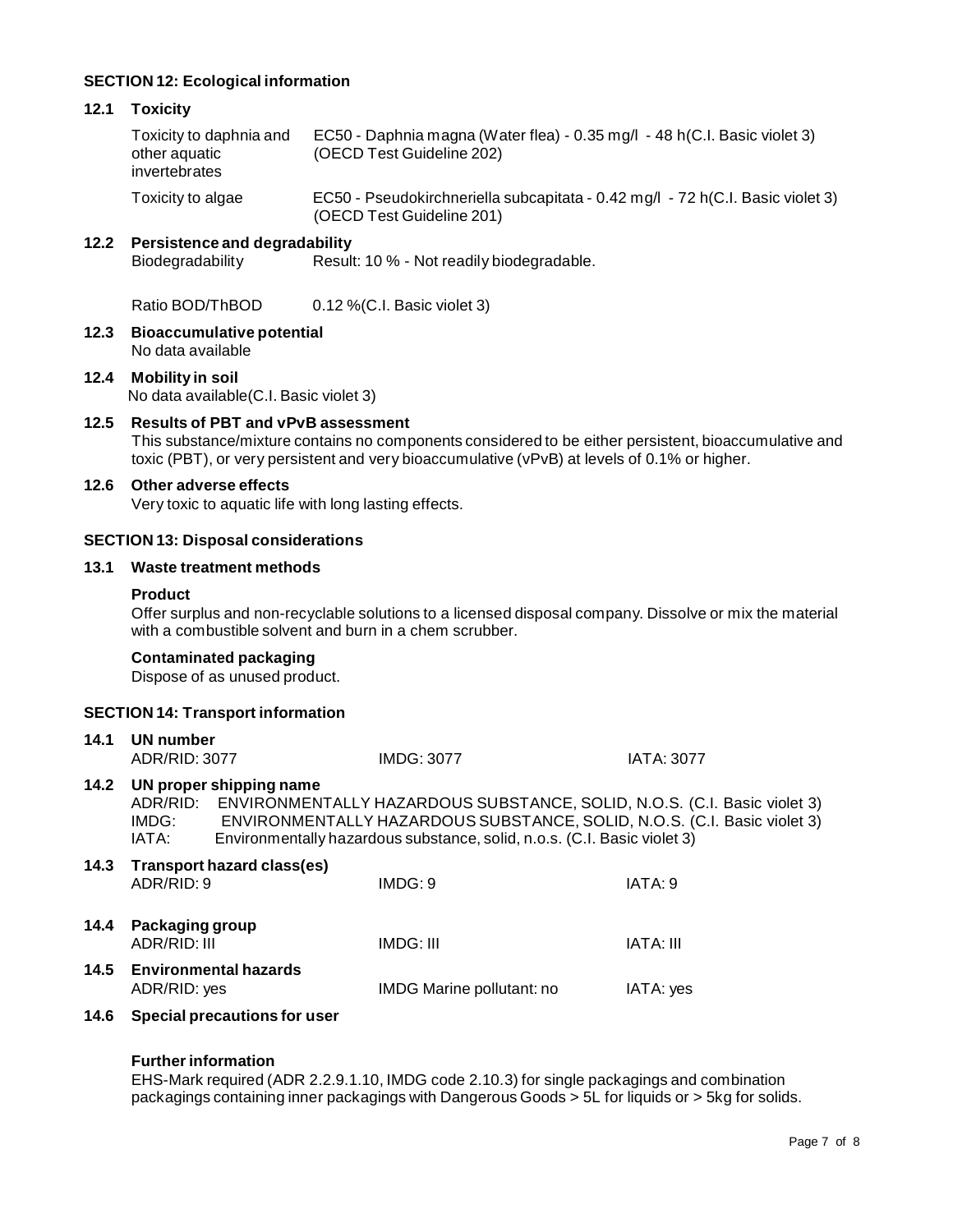## SECTION 12: Ecological information

### 12.1 Toxicity

| | |
|---|---|
| Toxicity to daphnia and other aquatic invertebrates | EC50 - Daphnia magna (Water flea) - 0.35 mg/l - 48 h(C.I. Basic violet 3) (OECD Test Guideline 202) |
| Toxicity to algae | EC50 - Pseudokirchneriella subcapitata - 0.42 mg/l - 72 h(C.I. Basic violet 3) (OECD Test Guideline 201) |

### 12.2 Persistence and degradability

| | |
|---|---|
| Biodegradability | Result: 10 % - Not readily biodegradable. |
| Ratio BOD/ThBOD | 0.12 %(C.I. Basic violet 3) |

### 12.3 Bioaccumulative potential

No data available

### 12.4 Mobility in soil

No data available(C.I. Basic violet 3)

### 12.5 Results of PBT and vPvB assessment

This substance/mixture contains no components considered to be either persistent, bioaccumulative and toxic (PBT), or very persistent and very bioaccumulative (vPvB) at levels of 0.1% or higher.

### 12.6 Other adverse effects

Very toxic to aquatic life with long lasting effects.

## SECTION 13: Disposal considerations

### 13.1 Waste treatment methods

**Product**

Offer surplus and non-recyclable solutions to a licensed disposal company. Dissolve or mix the material with a combustible solvent and burn in a chem scrubber.

**Contaminated packaging**

Dispose of as unused product.

## SECTION 14: Transport information

### 14.1 UN number

| | | |
|---|---|---|
| ADR/RID: 3077 | IMDG: 3077 | IATA: 3077 |

### 14.2 UN proper shipping name

ADR/RID: ENVIRONMENTALLY HAZARDOUS SUBSTANCE, SOLID, N.O.S. (C.I. Basic violet 3)
IMDG: ENVIRONMENTALLY HAZARDOUS SUBSTANCE, SOLID, N.O.S. (C.I. Basic violet 3)
IATA: Environmentally hazardous substance, solid, n.o.s. (C.I. Basic violet 3)

### 14.3 Transport hazard class(es)

| | | |
|---|---|---|
| ADR/RID: 9 | IMDG: 9 | IATA: 9 |

### 14.4 Packaging group

| | | |
|---|---|---|
| ADR/RID: III | IMDG: III | IATA: III |

### 14.5 Environmental hazards

| | | |
|---|---|---|
| ADR/RID: yes | IMDG Marine pollutant: no | IATA: yes |

### 14.6 Special precautions for user

**Further information**

EHS-Mark required (ADR 2.2.9.1.10, IMDG code 2.10.3) for single packagings and combination packagings containing inner packagings with Dangerous Goods > 5L for liquids or > 5kg for solids.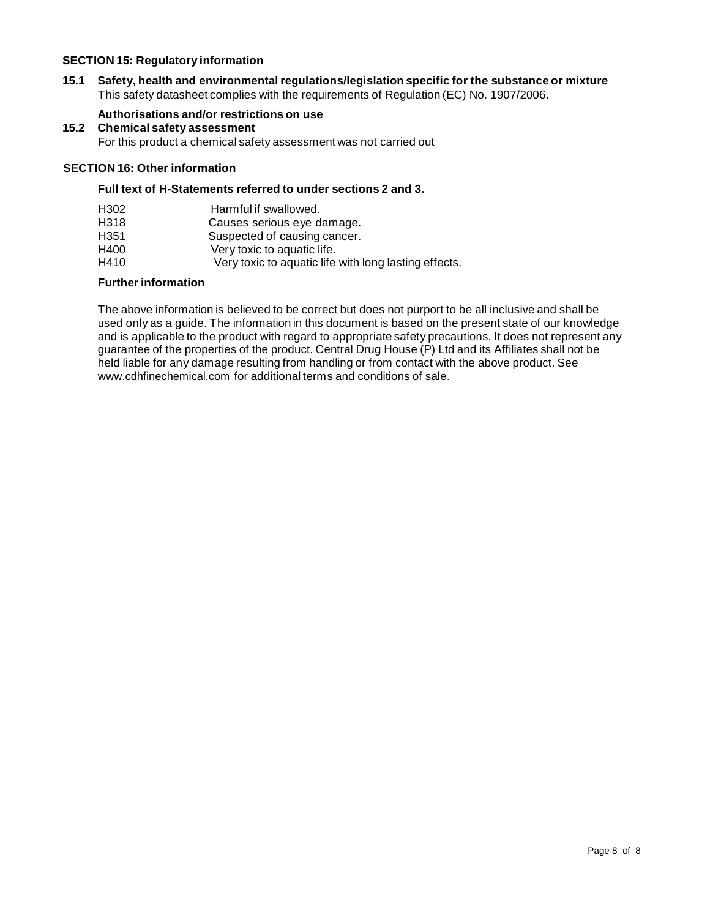## SECTION 15: Regulatory information

### 15.1 Safety, health and environmental regulations/legislation specific for the substance or mixture

This safety datasheet complies with the requirements of Regulation (EC) No. 1907/2006.

**Authorisations and/or restrictions on use**

### 15.2 Chemical safety assessment

For this product a chemical safety assessment was not carried out

## SECTION 16: Other information

**Full text of H-Statements referred to under sections 2 and 3.**

| | |
|---|---|
| H302 | Harmful if swallowed. |
| H318 | Causes serious eye damage. |
| H351 | Suspected of causing cancer. |
| H400 | Very toxic to aquatic life. |
| H410 | Very toxic to aquatic life with long lasting effects. |

**Further information**

The above information is believed to be correct but does not purport to be all inclusive and shall be used only as a guide. The information in this document is based on the present state of our knowledge and is applicable to the product with regard to appropriate safety precautions. It does not represent any guarantee of the properties of the product. Central Drug House (P) Ltd and its Affiliates shall not be held liable for any damage resulting from handling or from contact with the above product. See www.cdhfinechemical.com for additional terms and conditions of sale.